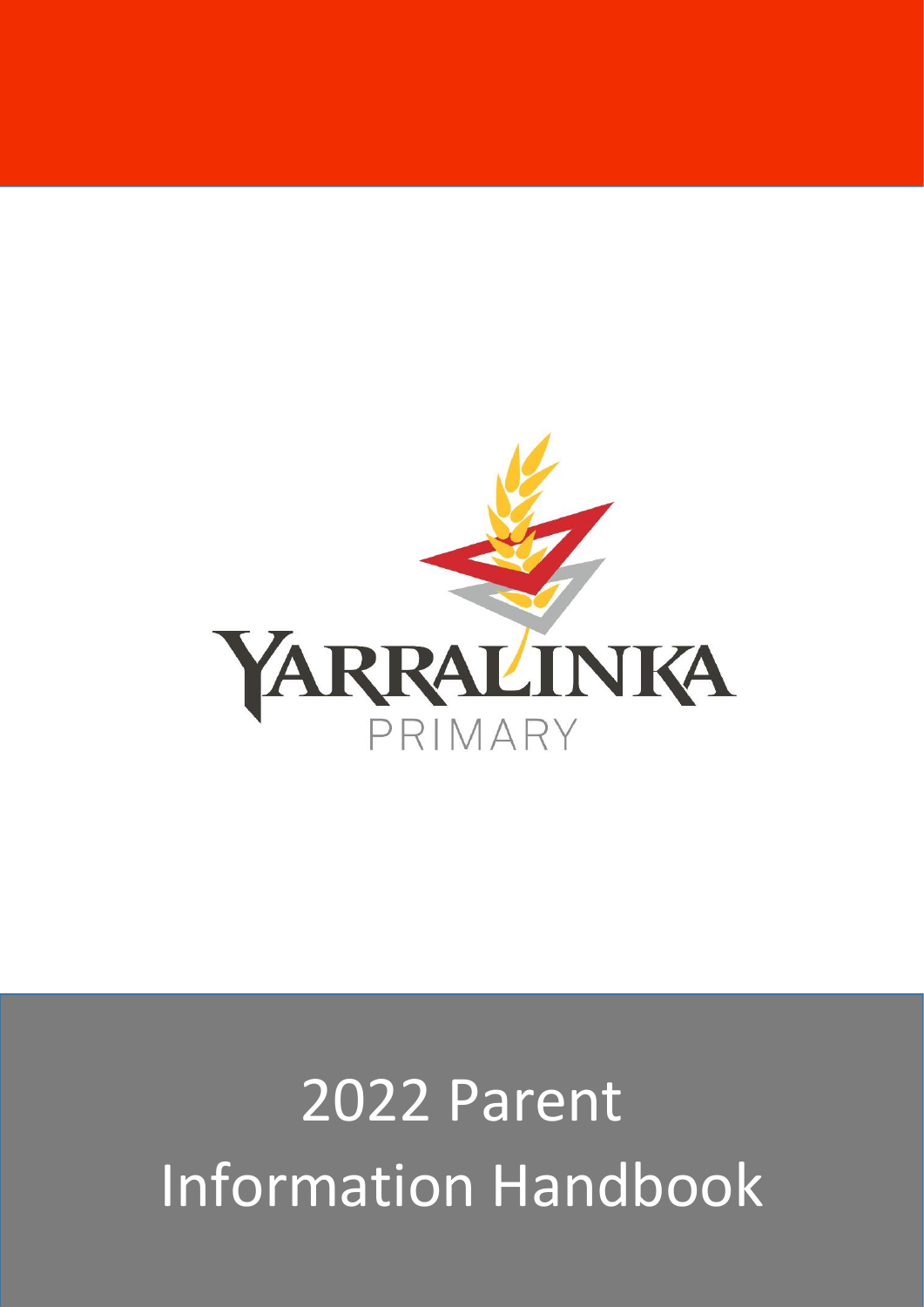YARRALINKA

PRIMARY

# 2022 Parent Information Handbook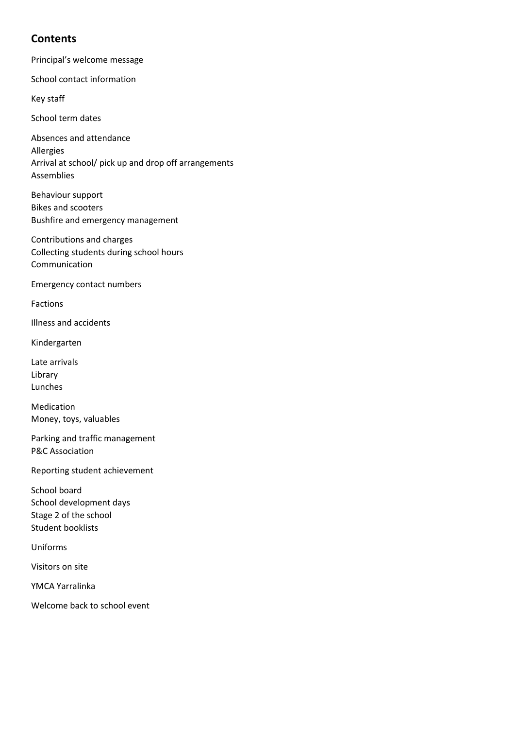## Contents

Principal's welcome message

School contact information

Key staff

School term dates

Absences and attendance
Allergies
Arrival at school/ pick up and drop off arrangements
Assemblies

Behaviour support
Bikes and scooters
Bushfire and emergency management

Contributions and charges
Collecting students during school hours
Communication

Emergency contact numbers

Factions

Illness and accidents

Kindergarten

Late arrivals
Library
Lunches

Medication
Money, toys, valuables

Parking and traffic management
P&C Association

Reporting student achievement

School board
School development days
Stage 2 of the school
Student booklists

Uniforms

Visitors on site

YMCA Yarralinka

Welcome back to school event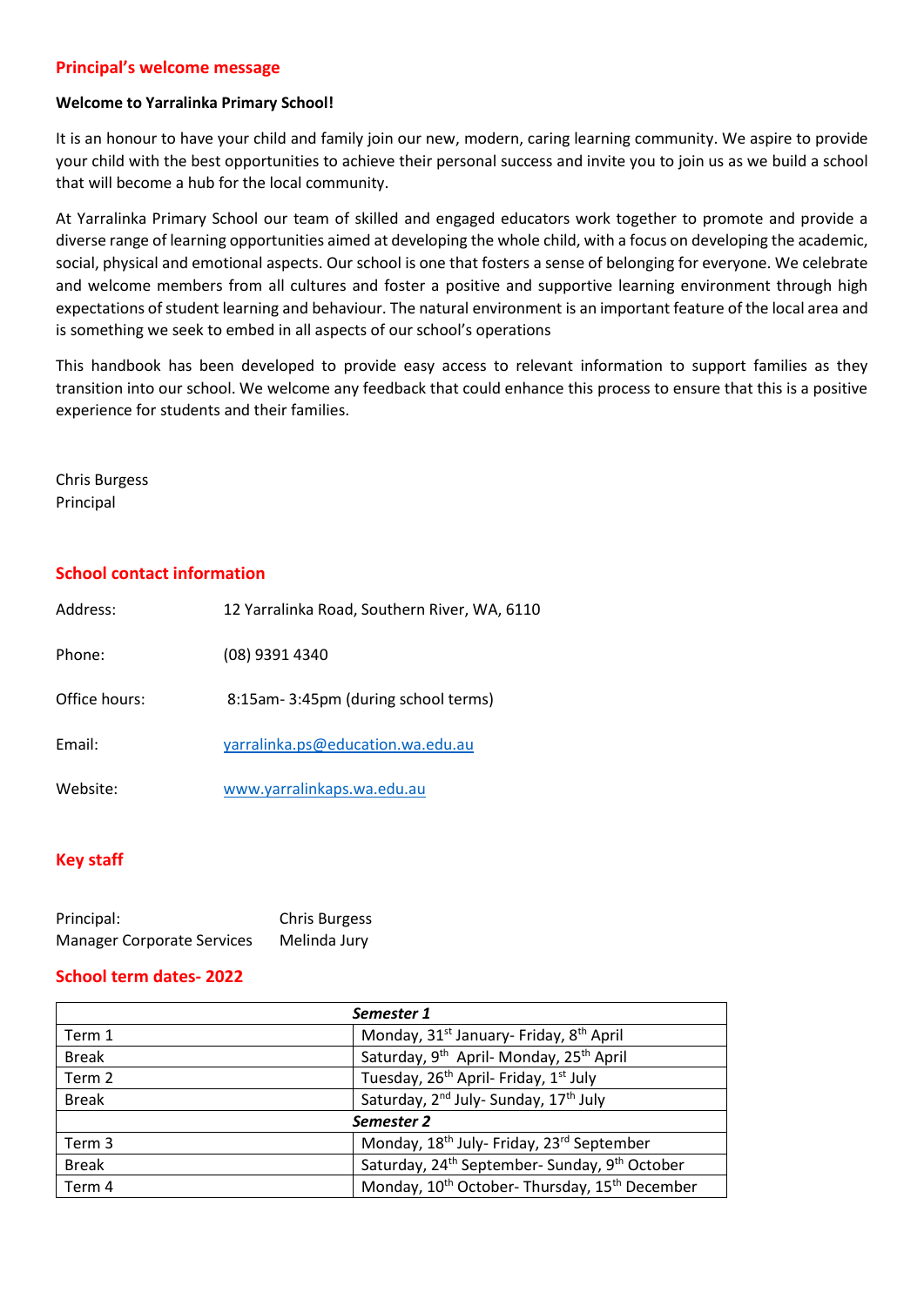## Principal's welcome message

**Welcome to Yarralinka Primary School!**

It is an honour to have your child and family join our new, modern, caring learning community. We aspire to provide your child with the best opportunities to achieve their personal success and invite you to join us as we build a school that will become a hub for the local community.

At Yarralinka Primary School our team of skilled and engaged educators work together to promote and provide a diverse range of learning opportunities aimed at developing the whole child, with a focus on developing the academic, social, physical and emotional aspects. Our school is one that fosters a sense of belonging for everyone. We celebrate and welcome members from all cultures and foster a positive and supportive learning environment through high expectations of student learning and behaviour. The natural environment is an important feature of the local area and is something we seek to embed in all aspects of our school's operations

This handbook has been developed to provide easy access to relevant information to support families as they transition into our school. We welcome any feedback that could enhance this process to ensure that this is a positive experience for students and their families.

Chris Burgess
Principal

## School contact information

| | |
|---|---|
| Address: | 12 Yarralinka Road, Southern River, WA, 6110 |
| Phone: | (08) 9391 4340 |
| Office hours: | 8:15am- 3:45pm (during school terms) |
| Email: | yarralinka.ps@education.wa.edu.au |
| Website: | www.yarralinkaps.wa.edu.au |

## Key staff

| | |
|---|---|
| Principal: | Chris Burgess |
| Manager Corporate Services | Melinda Jury |

## School term dates- 2022

| *Semester 1* | |
|---|---|
| Term 1 | Monday, 31st January- Friday, 8th April |
| Break | Saturday, 9th April- Monday, 25th April |
| Term 2 | Tuesday, 26th April- Friday, 1st July |
| Break | Saturday, 2nd July- Sunday, 17th July |
| ***Semester 2*** | |
| Term 3 | Monday, 18th July- Friday, 23rd September |
| Break | Saturday, 24th September- Sunday, 9th October |
| Term 4 | Monday, 10th October- Thursday, 15th December |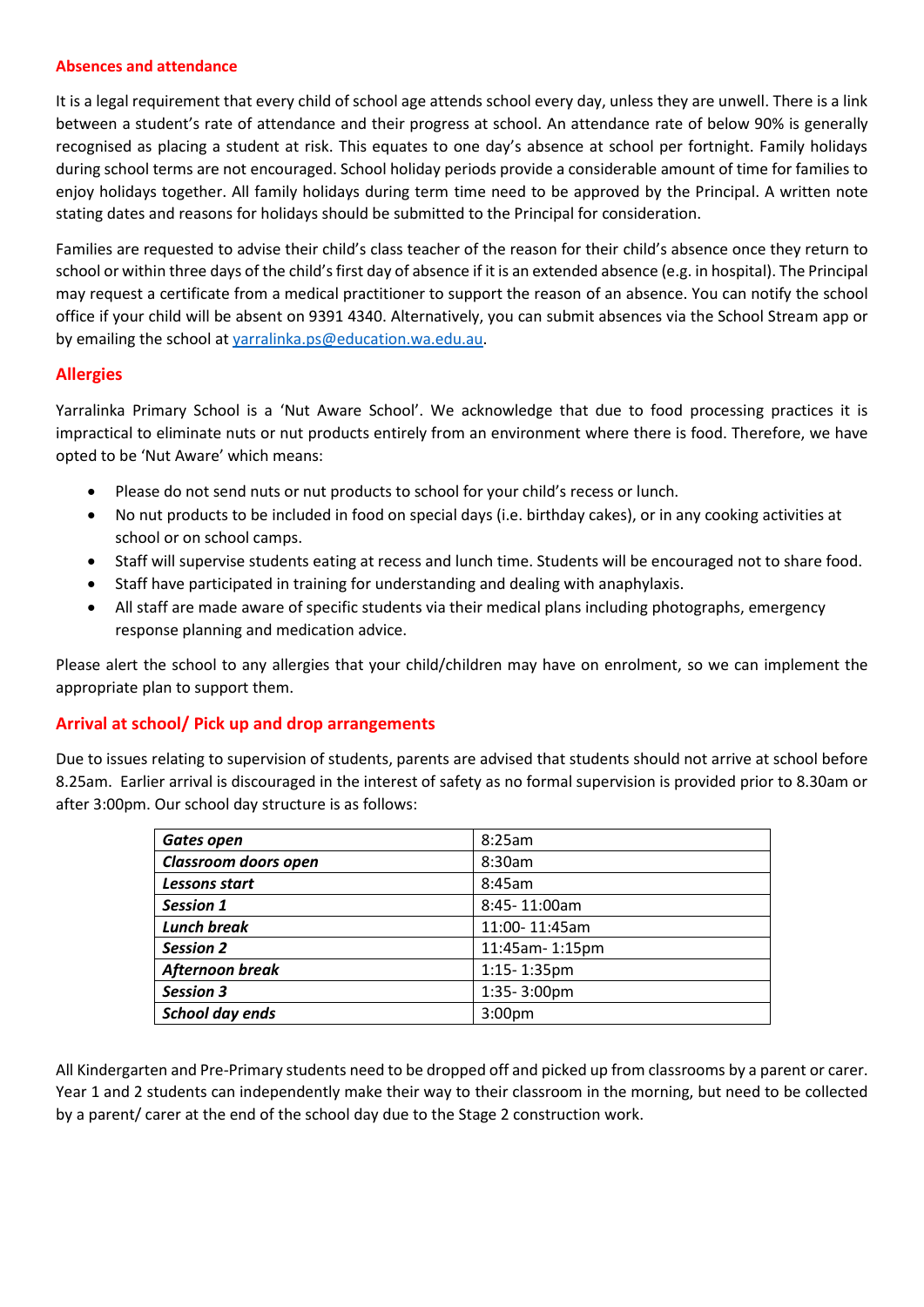## Absences and attendance

It is a legal requirement that every child of school age attends school every day, unless they are unwell. There is a link between a student's rate of attendance and their progress at school. An attendance rate of below 90% is generally recognised as placing a student at risk. This equates to one day's absence at school per fortnight. Family holidays during school terms are not encouraged. School holiday periods provide a considerable amount of time for families to enjoy holidays together. All family holidays during term time need to be approved by the Principal. A written note stating dates and reasons for holidays should be submitted to the Principal for consideration.

Families are requested to advise their child's class teacher of the reason for their child's absence once they return to school or within three days of the child's first day of absence if it is an extended absence (e.g. in hospital). The Principal may request a certificate from a medical practitioner to support the reason of an absence. You can notify the school office if your child will be absent on 9391 4340. Alternatively, you can submit absences via the School Stream app or by emailing the school at [yarralinka.ps@education.wa.edu.au](mailto:yarralinka.ps@education.wa.edu.au).

## Allergies

Yarralinka Primary School is a 'Nut Aware School'. We acknowledge that due to food processing practices it is impractical to eliminate nuts or nut products entirely from an environment where there is food. Therefore, we have opted to be 'Nut Aware' which means:

- Please do not send nuts or nut products to school for your child's recess or lunch.
- No nut products to be included in food on special days (i.e. birthday cakes), or in any cooking activities at school or on school camps.
- Staff will supervise students eating at recess and lunch time. Students will be encouraged not to share food.
- Staff have participated in training for understanding and dealing with anaphylaxis.
- All staff are made aware of specific students via their medical plans including photographs, emergency response planning and medication advice.

Please alert the school to any allergies that your child/children may have on enrolment, so we can implement the appropriate plan to support them.

## Arrival at school/ Pick up and drop arrangements

Due to issues relating to supervision of students, parents are advised that students should not arrive at school before 8.25am. Earlier arrival is discouraged in the interest of safety as no formal supervision is provided prior to 8.30am or after 3:00pm. Our school day structure is as follows:

| | |
|---|---|
| ***Gates open*** | 8:25am |
| ***Classroom doors open*** | 8:30am |
| ***Lessons start*** | 8:45am |
| ***Session 1*** | 8:45- 11:00am |
| ***Lunch break*** | 11:00- 11:45am |
| ***Session 2*** | 11:45am- 1:15pm |
| ***Afternoon break*** | 1:15- 1:35pm |
| ***Session 3*** | 1:35- 3:00pm |
| ***School day ends*** | 3:00pm |

All Kindergarten and Pre-Primary students need to be dropped off and picked up from classrooms by a parent or carer. Year 1 and 2 students can independently make their way to their classroom in the morning, but need to be collected by a parent/ carer at the end of the school day due to the Stage 2 construction work.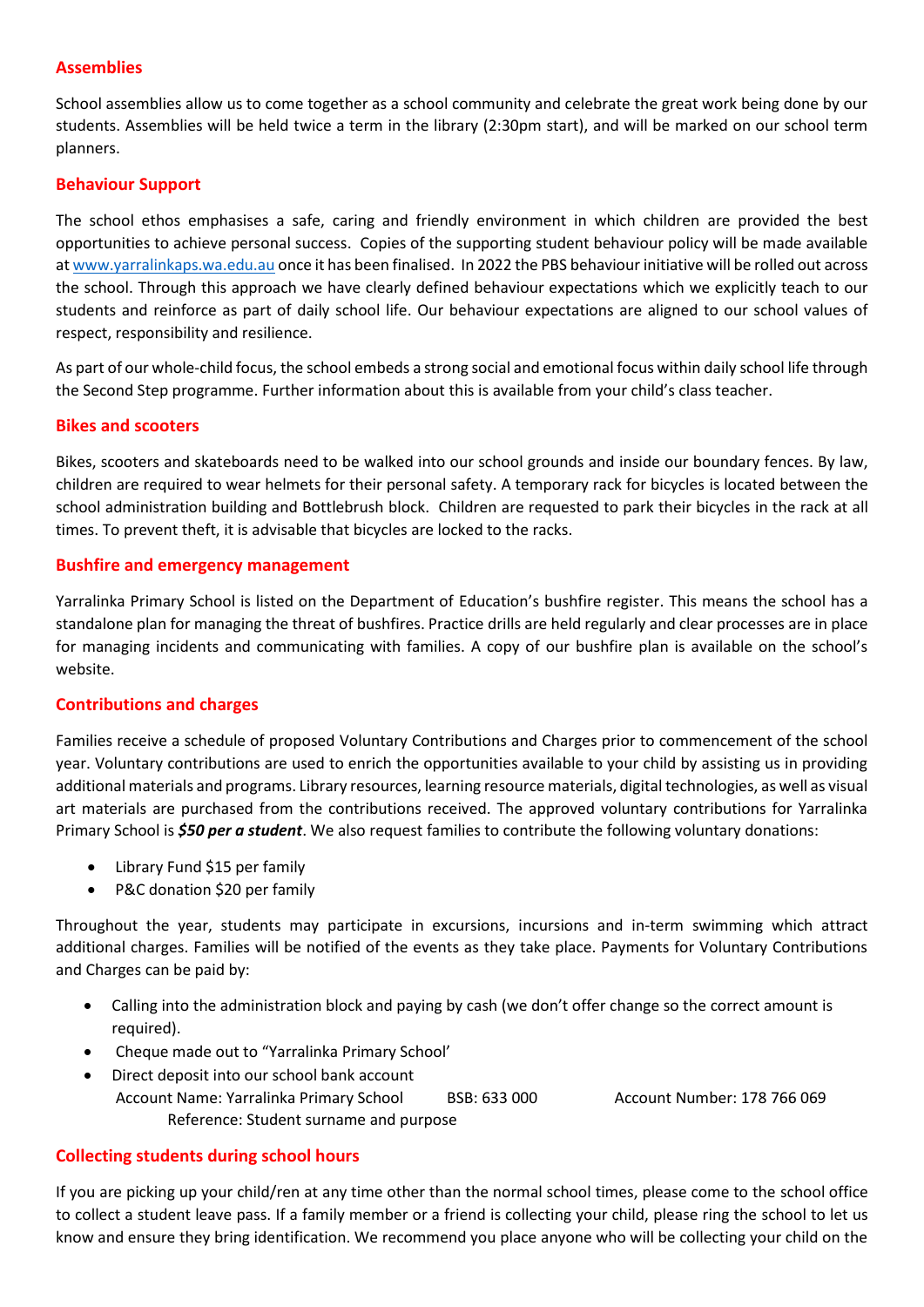## Assemblies

School assemblies allow us to come together as a school community and celebrate the great work being done by our students. Assemblies will be held twice a term in the library (2:30pm start), and will be marked on our school term planners.

## Behaviour Support

The school ethos emphasises a safe, caring and friendly environment in which children are provided the best opportunities to achieve personal success. Copies of the supporting student behaviour policy will be made available at [www.yarralinkaps.wa.edu.au](http://www.yarralinkaps.wa.edu.au) once it has been finalised. In 2022 the PBS behaviour initiative will be rolled out across the school. Through this approach we have clearly defined behaviour expectations which we explicitly teach to our students and reinforce as part of daily school life. Our behaviour expectations are aligned to our school values of respect, responsibility and resilience.

As part of our whole-child focus, the school embeds a strong social and emotional focus within daily school life through the Second Step programme. Further information about this is available from your child's class teacher.

## Bikes and scooters

Bikes, scooters and skateboards need to be walked into our school grounds and inside our boundary fences. By law, children are required to wear helmets for their personal safety. A temporary rack for bicycles is located between the school administration building and Bottlebrush block. Children are requested to park their bicycles in the rack at all times. To prevent theft, it is advisable that bicycles are locked to the racks.

## Bushfire and emergency management

Yarralinka Primary School is listed on the Department of Education's bushfire register. This means the school has a standalone plan for managing the threat of bushfires. Practice drills are held regularly and clear processes are in place for managing incidents and communicating with families. A copy of our bushfire plan is available on the school's website.

## Contributions and charges

Families receive a schedule of proposed Voluntary Contributions and Charges prior to commencement of the school year. Voluntary contributions are used to enrich the opportunities available to your child by assisting us in providing additional materials and programs. Library resources, learning resource materials, digital technologies, as well as visual art materials are purchased from the contributions received. The approved voluntary contributions for Yarralinka Primary School is ***$50 per a student***. We also request families to contribute the following voluntary donations:

- Library Fund $15 per family
- P&C donation $20 per family

Throughout the year, students may participate in excursions, incursions and in-term swimming which attract additional charges. Families will be notified of the events as they take place. Payments for Voluntary Contributions and Charges can be paid by:

- Calling into the administration block and paying by cash (we don't offer change so the correct amount is required).
- Cheque made out to "Yarralinka Primary School'
- Direct deposit into our school bank account
  Account Name: Yarralinka Primary School BSB: 633 000 Account Number: 178 766 069
  Reference: Student surname and purpose

## Collecting students during school hours

If you are picking up your child/ren at any time other than the normal school times, please come to the school office to collect a student leave pass. If a family member or a friend is collecting your child, please ring the school to let us know and ensure they bring identification. We recommend you place anyone who will be collecting your child on the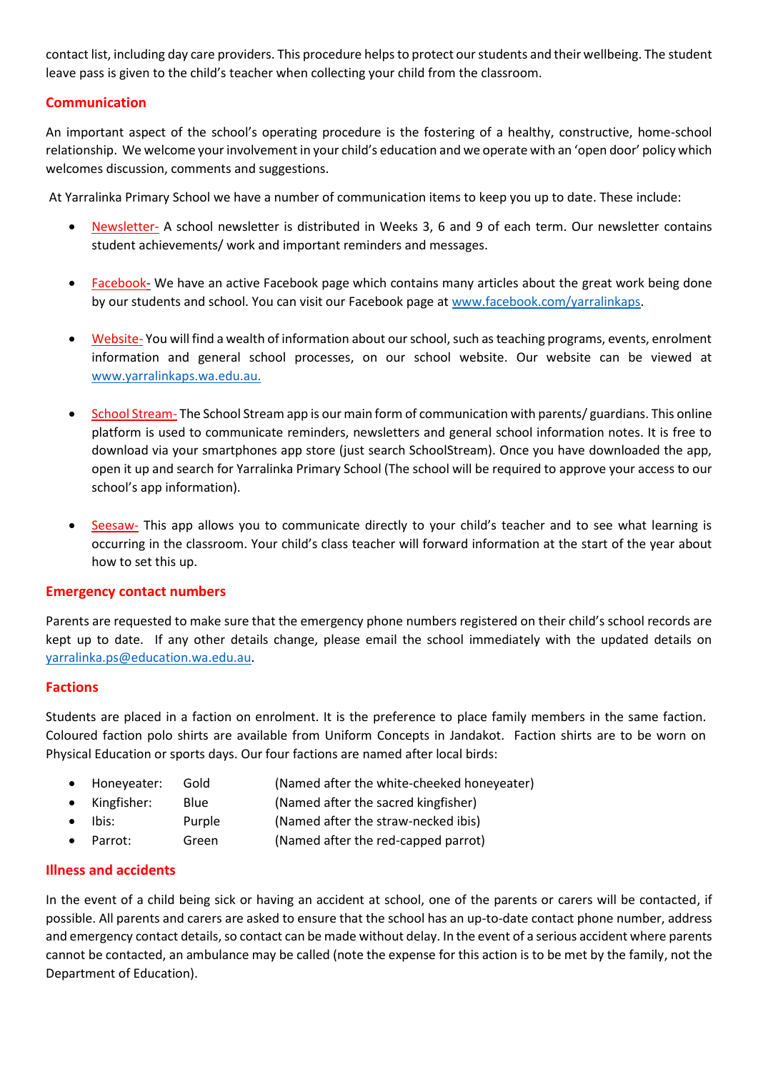contact list, including day care providers. This procedure helps to protect our students and their wellbeing. The student leave pass is given to the child's teacher when collecting your child from the classroom.

## Communication

An important aspect of the school's operating procedure is the fostering of a healthy, constructive, home-school relationship. We welcome your involvement in your child's education and we operate with an 'open door' policy which welcomes discussion, comments and suggestions.

At Yarralinka Primary School we have a number of communication items to keep you up to date. These include:

- Newsletter- A school newsletter is distributed in Weeks 3, 6 and 9 of each term. Our newsletter contains student achievements/ work and important reminders and messages.

- Facebook- We have an active Facebook page which contains many articles about the great work being done by our students and school. You can visit our Facebook page at www.facebook.com/yarralinkaps.

- Website- You will find a wealth of information about our school, such as teaching programs, events, enrolment information and general school processes, on our school website. Our website can be viewed at www.yarralinkaps.wa.edu.au.

- School Stream- The School Stream app is our main form of communication with parents/ guardians. This online platform is used to communicate reminders, newsletters and general school information notes. It is free to download via your smartphones app store (just search SchoolStream). Once you have downloaded the app, open it up and search for Yarralinka Primary School (The school will be required to approve your access to our school's app information).

- Seesaw- This app allows you to communicate directly to your child's teacher and to see what learning is occurring in the classroom. Your child's class teacher will forward information at the start of the year about how to set this up.

## Emergency contact numbers

Parents are requested to make sure that the emergency phone numbers registered on their child's school records are kept up to date. If any other details change, please email the school immediately with the updated details on yarralinka.ps@education.wa.edu.au.

## Factions

Students are placed in a faction on enrolment. It is the preference to place family members in the same faction. Coloured faction polo shirts are available from Uniform Concepts in Jandakot. Faction shirts are to be worn on Physical Education or sports days. Our four factions are named after local birds:

- Honeyeater: Gold (Named after the white-cheeked honeyeater)
- Kingfisher: Blue (Named after the sacred kingfisher)
- Ibis: Purple (Named after the straw-necked ibis)
- Parrot: Green (Named after the red-capped parrot)

## Illness and accidents

In the event of a child being sick or having an accident at school, one of the parents or carers will be contacted, if possible. All parents and carers are asked to ensure that the school has an up-to-date contact phone number, address and emergency contact details, so contact can be made without delay. In the event of a serious accident where parents cannot be contacted, an ambulance may be called (note the expense for this action is to be met by the family, not the Department of Education).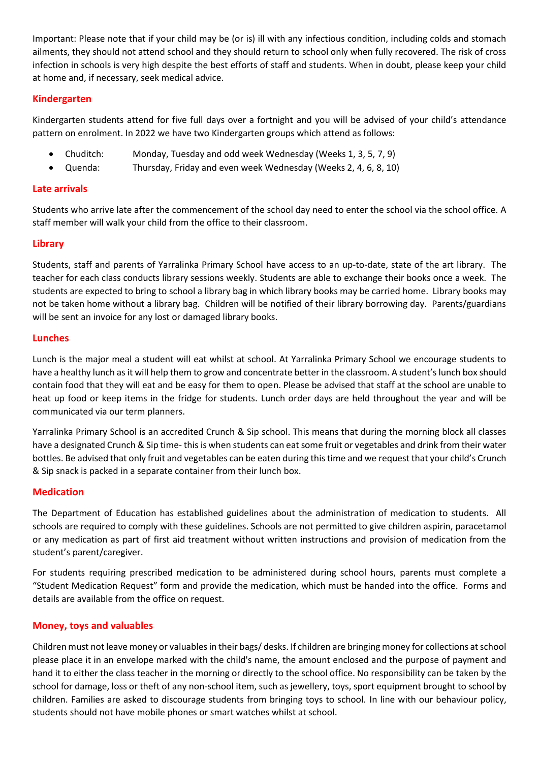Important: Please note that if your child may be (or is) ill with any infectious condition, including colds and stomach ailments, they should not attend school and they should return to school only when fully recovered. The risk of cross infection in schools is very high despite the best efforts of staff and students. When in doubt, please keep your child at home and, if necessary, seek medical advice.

## Kindergarten

Kindergarten students attend for five full days over a fortnight and you will be advised of your child's attendance pattern on enrolment. In 2022 we have two Kindergarten groups which attend as follows:

- Chuditch: Monday, Tuesday and odd week Wednesday (Weeks 1, 3, 5, 7, 9)
- Quenda: Thursday, Friday and even week Wednesday (Weeks 2, 4, 6, 8, 10)

## Late arrivals

Students who arrive late after the commencement of the school day need to enter the school via the school office. A staff member will walk your child from the office to their classroom.

## Library

Students, staff and parents of Yarralinka Primary School have access to an up-to-date, state of the art library. The teacher for each class conducts library sessions weekly. Students are able to exchange their books once a week. The students are expected to bring to school a library bag in which library books may be carried home. Library books may not be taken home without a library bag. Children will be notified of their library borrowing day. Parents/guardians will be sent an invoice for any lost or damaged library books.

## Lunches

Lunch is the major meal a student will eat whilst at school. At Yarralinka Primary School we encourage students to have a healthy lunch as it will help them to grow and concentrate better in the classroom. A student's lunch box should contain food that they will eat and be easy for them to open. Please be advised that staff at the school are unable to heat up food or keep items in the fridge for students. Lunch order days are held throughout the year and will be communicated via our term planners.

Yarralinka Primary School is an accredited Crunch & Sip school. This means that during the morning block all classes have a designated Crunch & Sip time- this is when students can eat some fruit or vegetables and drink from their water bottles. Be advised that only fruit and vegetables can be eaten during this time and we request that your child's Crunch & Sip snack is packed in a separate container from their lunch box.

## Medication

The Department of Education has established guidelines about the administration of medication to students. All schools are required to comply with these guidelines. Schools are not permitted to give children aspirin, paracetamol or any medication as part of first aid treatment without written instructions and provision of medication from the student's parent/caregiver.

For students requiring prescribed medication to be administered during school hours, parents must complete a "Student Medication Request" form and provide the medication, which must be handed into the office. Forms and details are available from the office on request.

## Money, toys and valuables

Children must not leave money or valuables in their bags/ desks. If children are bringing money for collections at school please place it in an envelope marked with the child's name, the amount enclosed and the purpose of payment and hand it to either the class teacher in the morning or directly to the school office. No responsibility can be taken by the school for damage, loss or theft of any non-school item, such as jewellery, toys, sport equipment brought to school by children. Families are asked to discourage students from bringing toys to school. In line with our behaviour policy, students should not have mobile phones or smart watches whilst at school.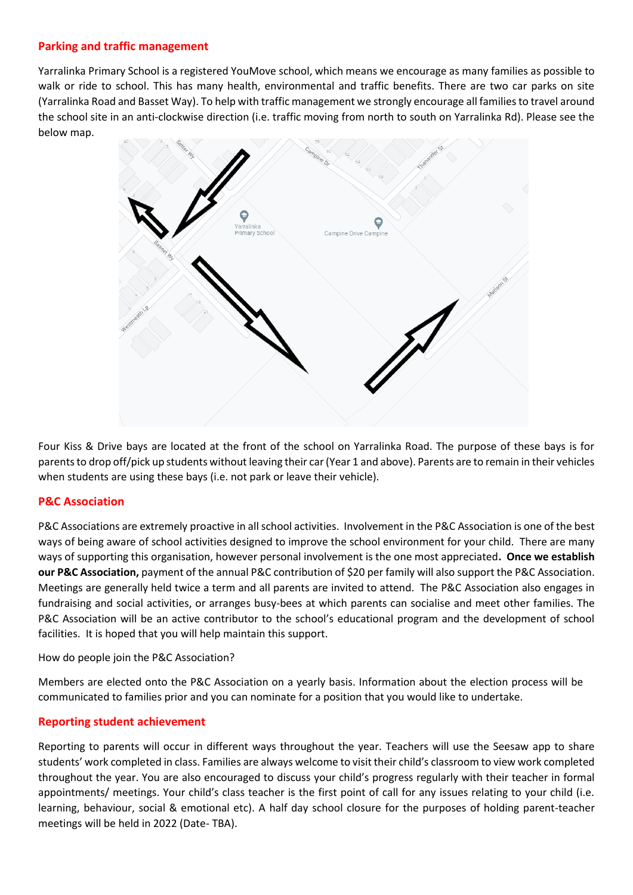## Parking and traffic management

Yarralinka Primary School is a registered YouMove school, which means we encourage as many families as possible to walk or ride to school. This has many health, environmental and traffic benefits. There are two car parks on site (Yarralinka Road and Basset Way). To help with traffic management we strongly encourage all families to travel around the school site in an anti-clockwise direction (i.e. traffic moving from north to south on Yarralinka Rd). Please see the below map.

Four Kiss & Drive bays are located at the front of the school on Yarralinka Road. The purpose of these bays is for parents to drop off/pick up students without leaving their car (Year 1 and above). Parents are to remain in their vehicles when students are using these bays (i.e. not park or leave their vehicle).

## P&C Association

P&C Associations are extremely proactive in all school activities. Involvement in the P&C Association is one of the best ways of being aware of school activities designed to improve the school environment for your child. There are many ways of supporting this organisation, however personal involvement is the one most appreciated**. Once we establish our P&C Association,** payment of the annual P&C contribution of $20 per family will also support the P&C Association. Meetings are generally held twice a term and all parents are invited to attend. The P&C Association also engages in fundraising and social activities, or arranges busy-bees at which parents can socialise and meet other families. The P&C Association will be an active contributor to the school's educational program and the development of school facilities. It is hoped that you will help maintain this support.

How do people join the P&C Association?

Members are elected onto the P&C Association on a yearly basis. Information about the election process will be communicated to families prior and you can nominate for a position that you would like to undertake.

## Reporting student achievement

Reporting to parents will occur in different ways throughout the year. Teachers will use the Seesaw app to share students' work completed in class. Families are always welcome to visit their child's classroom to view work completed throughout the year. You are also encouraged to discuss your child's progress regularly with their teacher in formal appointments/ meetings. Your child's class teacher is the first point of call for any issues relating to your child (i.e. learning, behaviour, social & emotional etc). A half day school closure for the purposes of holding parent-teacher meetings will be held in 2022 (Date- TBA).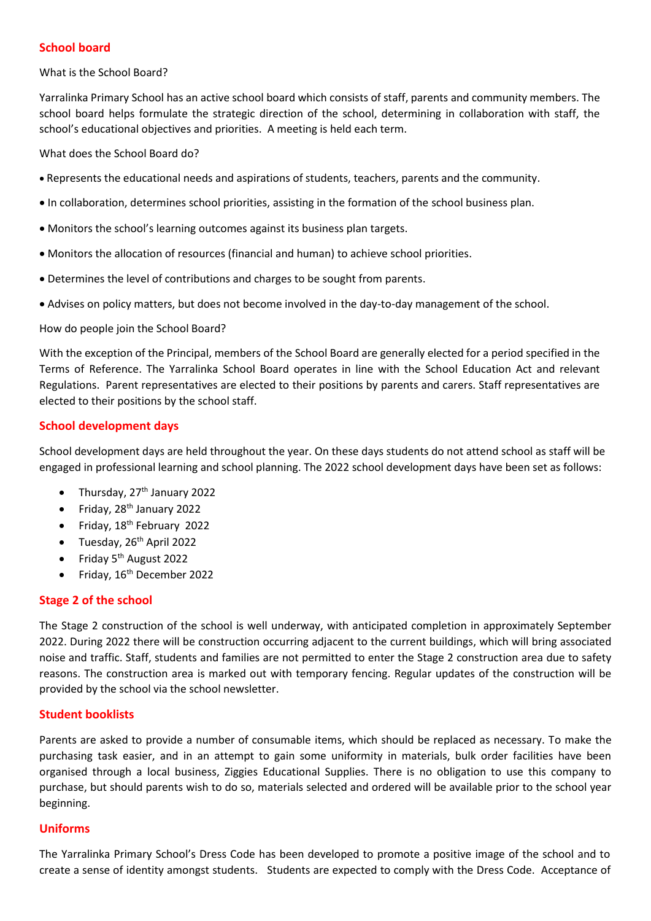## School board

What is the School Board?

Yarralinka Primary School has an active school board which consists of staff, parents and community members. The school board helps formulate the strategic direction of the school, determining in collaboration with staff, the school's educational objectives and priorities. A meeting is held each term.

What does the School Board do?

- Represents the educational needs and aspirations of students, teachers, parents and the community.
- In collaboration, determines school priorities, assisting in the formation of the school business plan.
- Monitors the school's learning outcomes against its business plan targets.
- Monitors the allocation of resources (financial and human) to achieve school priorities.
- Determines the level of contributions and charges to be sought from parents.
- Advises on policy matters, but does not become involved in the day-to-day management of the school.

How do people join the School Board?

With the exception of the Principal, members of the School Board are generally elected for a period specified in the Terms of Reference. The Yarralinka School Board operates in line with the School Education Act and relevant Regulations. Parent representatives are elected to their positions by parents and carers. Staff representatives are elected to their positions by the school staff.

## School development days

School development days are held throughout the year. On these days students do not attend school as staff will be engaged in professional learning and school planning. The 2022 school development days have been set as follows:

- Thursday, 27th January 2022
- Friday, 28th January 2022
- Friday, 18th February 2022
- Tuesday, 26th April 2022
- Friday 5th August 2022
- Friday, 16th December 2022

## Stage 2 of the school

The Stage 2 construction of the school is well underway, with anticipated completion in approximately September 2022. During 2022 there will be construction occurring adjacent to the current buildings, which will bring associated noise and traffic. Staff, students and families are not permitted to enter the Stage 2 construction area due to safety reasons. The construction area is marked out with temporary fencing. Regular updates of the construction will be provided by the school via the school newsletter.

## Student booklists

Parents are asked to provide a number of consumable items, which should be replaced as necessary. To make the purchasing task easier, and in an attempt to gain some uniformity in materials, bulk order facilities have been organised through a local business, Ziggies Educational Supplies. There is no obligation to use this company to purchase, but should parents wish to do so, materials selected and ordered will be available prior to the school year beginning.

## Uniforms

The Yarralinka Primary School's Dress Code has been developed to promote a positive image of the school and to create a sense of identity amongst students. Students are expected to comply with the Dress Code. Acceptance of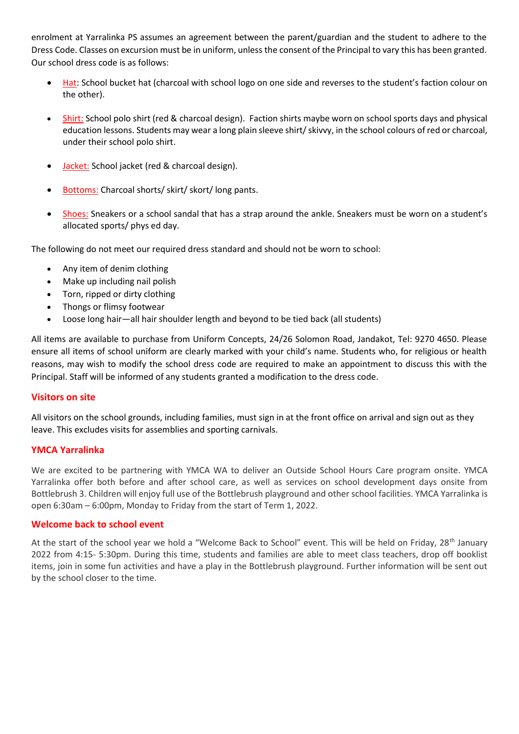enrolment at Yarralinka PS assumes an agreement between the parent/guardian and the student to adhere to the Dress Code. Classes on excursion must be in uniform, unless the consent of the Principal to vary this has been granted. Our school dress code is as follows:

- Hat: School bucket hat (charcoal with school logo on one side and reverses to the student's faction colour on the other).
- Shirt: School polo shirt (red & charcoal design). Faction shirts maybe worn on school sports days and physical education lessons. Students may wear a long plain sleeve shirt/ skivvy, in the school colours of red or charcoal, under their school polo shirt.
- Jacket: School jacket (red & charcoal design).
- Bottoms: Charcoal shorts/ skirt/ skort/ long pants.
- Shoes: Sneakers or a school sandal that has a strap around the ankle. Sneakers must be worn on a student's allocated sports/ phys ed day.

The following do not meet our required dress standard and should not be worn to school:

- Any item of denim clothing
- Make up including nail polish
- Torn, ripped or dirty clothing
- Thongs or flimsy footwear
- Loose long hair—all hair shoulder length and beyond to be tied back (all students)

All items are available to purchase from Uniform Concepts, 24/26 Solomon Road, Jandakot, Tel: 9270 4650. Please ensure all items of school uniform are clearly marked with your child's name. Students who, for religious or health reasons, may wish to modify the school dress code are required to make an appointment to discuss this with the Principal. Staff will be informed of any students granted a modification to the dress code.

## Visitors on site

All visitors on the school grounds, including families, must sign in at the front office on arrival and sign out as they leave. This excludes visits for assemblies and sporting carnivals.

## YMCA Yarralinka

We are excited to be partnering with YMCA WA to deliver an Outside School Hours Care program onsite. YMCA Yarralinka offer both before and after school care, as well as services on school development days onsite from Bottlebrush 3. Children will enjoy full use of the Bottlebrush playground and other school facilities. YMCA Yarralinka is open 6:30am – 6:00pm, Monday to Friday from the start of Term 1, 2022.

## Welcome back to school event

At the start of the school year we hold a "Welcome Back to School" event. This will be held on Friday, 28th January 2022 from 4:15- 5:30pm. During this time, students and families are able to meet class teachers, drop off booklist items, join in some fun activities and have a play in the Bottlebrush playground. Further information will be sent out by the school closer to the time.